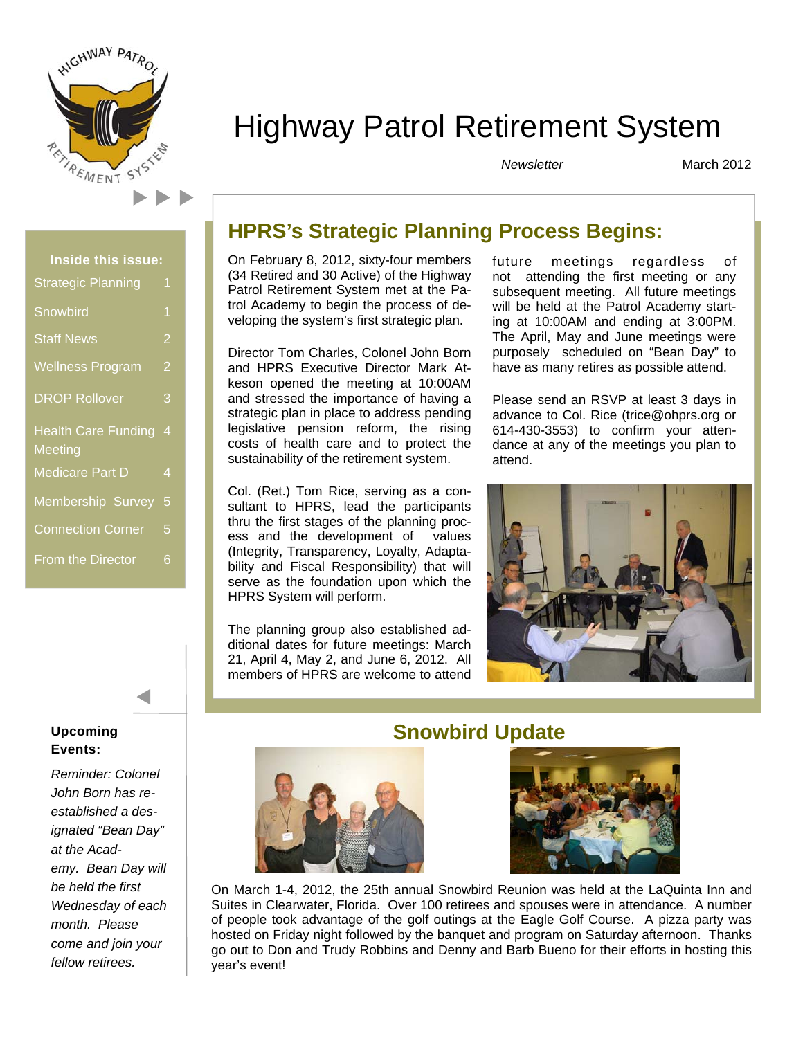# Highway Patrol Retirement System

*Newsletter* March 2012

**Inside this issue:**

| | |
|---|---|
| Strategic Planning | 1 |
| Snowbird | 1 |
| Staff News | 2 |
| Wellness Program | 2 |
| DROP Rollover | 3 |
| Health Care Funding Meeting | 4 |
| Medicare Part D | 4 |
| Membership Survey | 5 |
| Connection Corner | 5 |
| From the Director | 6 |

## HPRS's Strategic Planning Process Begins:

On February 8, 2012, sixty-four members (34 Retired and 30 Active) of the Highway Patrol Retirement System met at the Patrol Academy to begin the process of developing the system's first strategic plan.

Director Tom Charles, Colonel John Born and HPRS Executive Director Mark Atkeson opened the meeting at 10:00AM and stressed the importance of having a strategic plan in place to address pending legislative pension reform, the rising costs of health care and to protect the sustainability of the retirement system.

Col. (Ret.) Tom Rice, serving as a consultant to HPRS, lead the participants thru the first stages of the planning process and the development of values (Integrity, Transparency, Loyalty, Adaptability and Fiscal Responsibility) that will serve as the foundation upon which the HPRS System will perform.

The planning group also established additional dates for future meetings: March 21, April 4, May 2, and June 6, 2012. All members of HPRS are welcome to attend future meetings regardless of not attending the first meeting or any subsequent meeting. All future meetings will be held at the Patrol Academy starting at 10:00AM and ending at 3:00PM. The April, May and June meetings were purposely scheduled on "Bean Day" to have as many retires as possible attend.

Please send an RSVP at least 3 days in advance to Col. Rice (trice@ohprs.org or 614-430-3553) to confirm your attendance at any of the meetings you plan to attend.

**Upcoming Events:**

*Reminder: Colonel John Born has re-established a designated "Bean Day" at the Academy. Bean Day will be held the first Wednesday of each month. Please come and join your fellow retirees.*

## Snowbird Update

On March 1-4, 2012, the 25th annual Snowbird Reunion was held at the LaQuinta Inn and Suites in Clearwater, Florida. Over 100 retirees and spouses were in attendance. A number of people took advantage of the golf outings at the Eagle Golf Course. A pizza party was hosted on Friday night followed by the banquet and program on Saturday afternoon. Thanks go out to Don and Trudy Robbins and Denny and Barb Bueno for their efforts in hosting this year's event!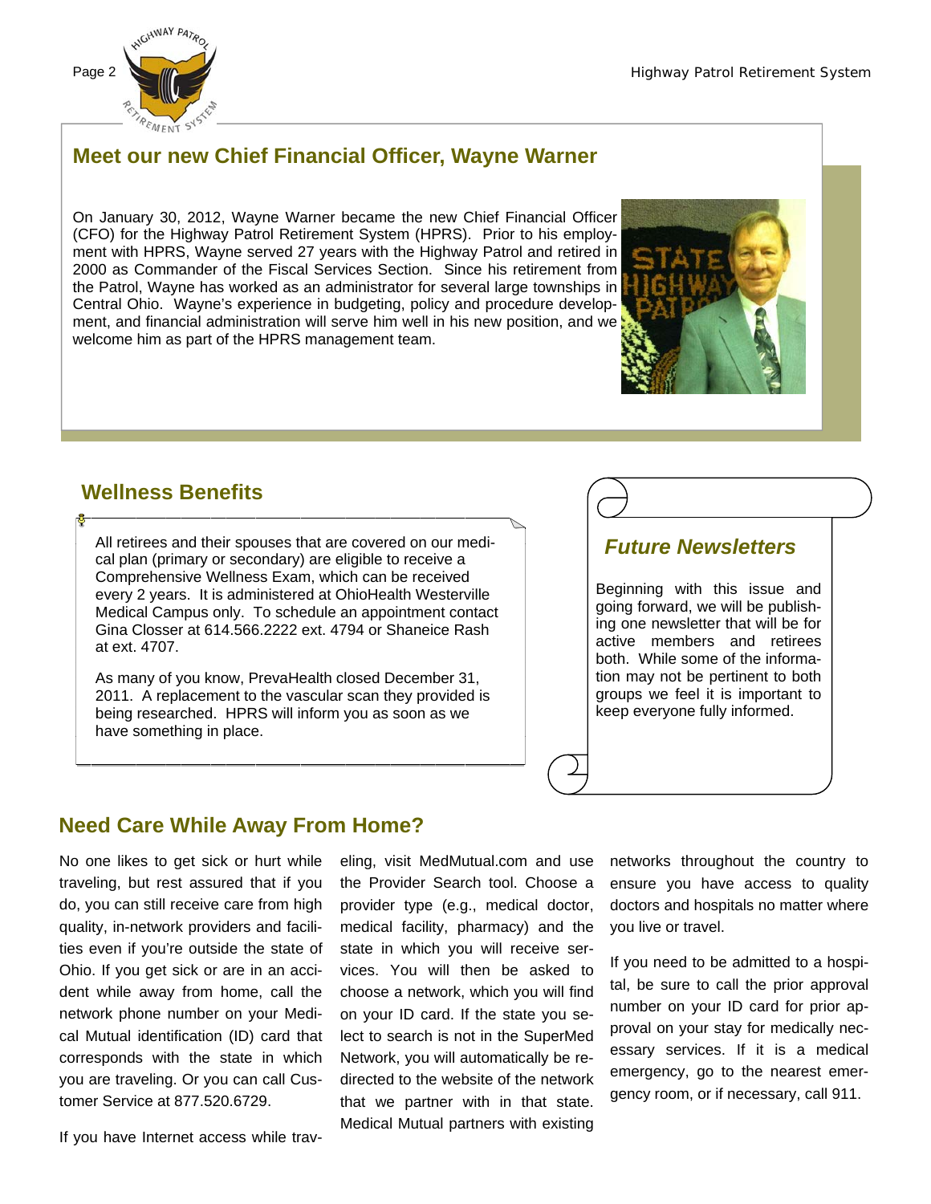## Meet our new Chief Financial Officer, Wayne Warner

On January 30, 2012, Wayne Warner became the new Chief Financial Officer (CFO) for the Highway Patrol Retirement System (HPRS). Prior to his employment with HPRS, Wayne served 27 years with the Highway Patrol and retired in 2000 as Commander of the Fiscal Services Section. Since his retirement from the Patrol, Wayne has worked as an administrator for several large townships in Central Ohio. Wayne's experience in budgeting, policy and procedure development, and financial administration will serve him well in his new position, and we welcome him as part of the HPRS management team.

## Wellness Benefits

All retirees and their spouses that are covered on our medical plan (primary or secondary) are eligible to receive a Comprehensive Wellness Exam, which can be received every 2 years. It is administered at OhioHealth Westerville Medical Campus only. To schedule an appointment contact Gina Closser at 614.566.2222 ext. 4794 or Shaneice Rash at ext. 4707.

As many of you know, PrevaHealth closed December 31, 2011. A replacement to the vascular scan they provided is being researched. HPRS will inform you as soon as we have something in place.

## *Future Newsletters*

Beginning with this issue and going forward, we will be publishing one newsletter that will be for active members and retirees both. While some of the information may not be pertinent to both groups we feel it is important to keep everyone fully informed.

## Need Care While Away From Home?

No one likes to get sick or hurt while traveling, but rest assured that if you do, you can still receive care from high quality, in-network providers and facilities even if you're outside the state of Ohio. If you get sick or are in an accident while away from home, call the network phone number on your Medical Mutual identification (ID) card that corresponds with the state in which you are traveling. Or you can call Customer Service at 877.520.6729.

If you have Internet access while traveling, visit MedMutual.com and use the Provider Search tool. Choose a provider type (e.g., medical doctor, medical facility, pharmacy) and the state in which you will receive services. You will then be asked to choose a network, which you will find on your ID card. If the state you select to search is not in the SuperMed Network, you will automatically be redirected to the website of the network that we partner with in that state. Medical Mutual partners with existing networks throughout the country to ensure you have access to quality doctors and hospitals no matter where you live or travel.

If you need to be admitted to a hospital, be sure to call the prior approval number on your ID card for prior approval on your stay for medically necessary services. If it is a medical emergency, go to the nearest emergency room, or if necessary, call 911.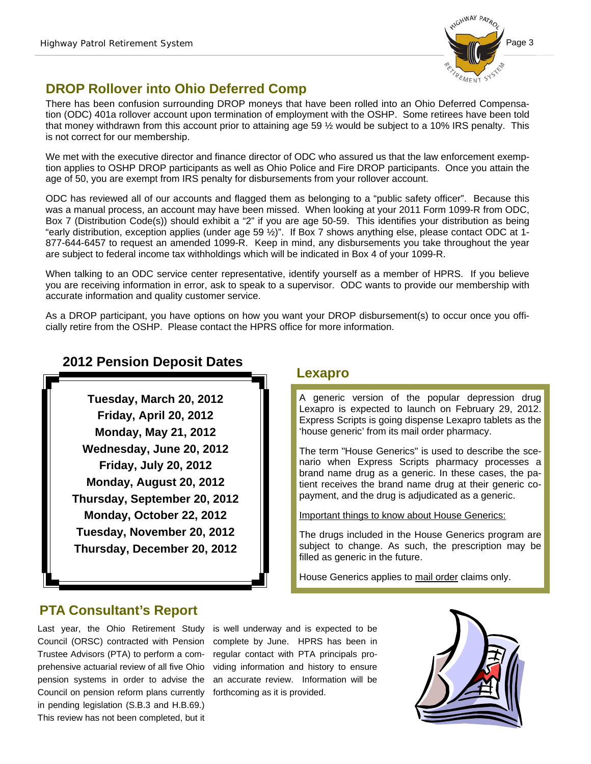## DROP Rollover into Ohio Deferred Comp

There has been confusion surrounding DROP moneys that have been rolled into an Ohio Deferred Compensation (ODC) 401a rollover account upon termination of employment with the OSHP. Some retirees have been told that money withdrawn from this account prior to attaining age 59 ½ would be subject to a 10% IRS penalty. This is not correct for our membership.

We met with the executive director and finance director of ODC who assured us that the law enforcement exemption applies to OSHP DROP participants as well as Ohio Police and Fire DROP participants. Once you attain the age of 50, you are exempt from IRS penalty for disbursements from your rollover account.

ODC has reviewed all of our accounts and flagged them as belonging to a "public safety officer". Because this was a manual process, an account may have been missed. When looking at your 2011 Form 1099-R from ODC, Box 7 (Distribution Code(s)) should exhibit a "2" if you are age 50-59. This identifies your distribution as being "early distribution, exception applies (under age 59 ½)". If Box 7 shows anything else, please contact ODC at 1-877-644-6457 to request an amended 1099-R. Keep in mind, any disbursements you take throughout the year are subject to federal income tax withholdings which will be indicated in Box 4 of your 1099-R.

When talking to an ODC service center representative, identify yourself as a member of HPRS. If you believe you are receiving information in error, ask to speak to a supervisor. ODC wants to provide our membership with accurate information and quality customer service.

As a DROP participant, you have options on how you want your DROP disbursement(s) to occur once you officially retire from the OSHP. Please contact the HPRS office for more information.

## 2012 Pension Deposit Dates

**Tuesday, March 20, 2012**
**Friday, April 20, 2012**
**Monday, May 21, 2012**
**Wednesday, June 20, 2012**
**Friday, July 20, 2012**
**Monday, August 20, 2012**
**Thursday, September 20, 2012**
**Monday, October 22, 2012**
**Tuesday, November 20, 2012**
**Thursday, December 20, 2012**

## Lexapro

A generic version of the popular depression drug Lexapro is expected to launch on February 29, 2012. Express Scripts is going dispense Lexapro tablets as the 'house generic' from its mail order pharmacy.

The term "House Generics" is used to describe the scenario when Express Scripts pharmacy processes a brand name drug as a generic. In these cases, the patient receives the brand name drug at their generic copayment, and the drug is adjudicated as a generic.

Important things to know about House Generics:

The drugs included in the House Generics program are subject to change. As such, the prescription may be filled as generic in the future.

House Generics applies to mail order claims only.

## PTA Consultant's Report

Last year, the Ohio Retirement Study Council (ORSC) contracted with Pension Trustee Advisors (PTA) to perform a comprehensive actuarial review of all five Ohio pension systems in order to advise the Council on pension reform plans currently in pending legislation (S.B.3 and H.B.69.) This review has not been completed, but it is well underway and is expected to be complete by June. HPRS has been in regular contact with PTA principals providing information and history to ensure an accurate review. Information will be forthcoming as it is provided.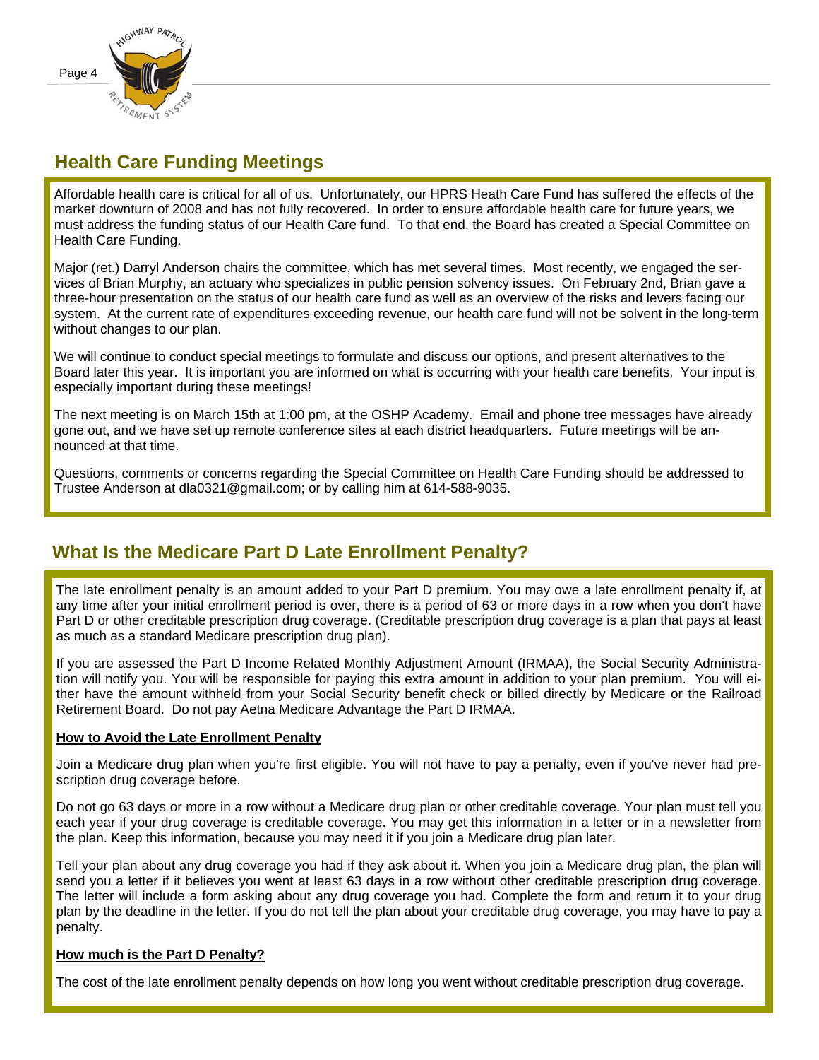## Health Care Funding Meetings

Affordable health care is critical for all of us. Unfortunately, our HPRS Heath Care Fund has suffered the effects of the market downturn of 2008 and has not fully recovered. In order to ensure affordable health care for future years, we must address the funding status of our Health Care fund. To that end, the Board has created a Special Committee on Health Care Funding.

Major (ret.) Darryl Anderson chairs the committee, which has met several times. Most recently, we engaged the services of Brian Murphy, an actuary who specializes in public pension solvency issues. On February 2nd, Brian gave a three-hour presentation on the status of our health care fund as well as an overview of the risks and levers facing our system. At the current rate of expenditures exceeding revenue, our health care fund will not be solvent in the long-term without changes to our plan.

We will continue to conduct special meetings to formulate and discuss our options, and present alternatives to the Board later this year. It is important you are informed on what is occurring with your health care benefits. Your input is especially important during these meetings!

The next meeting is on March 15th at 1:00 pm, at the OSHP Academy. Email and phone tree messages have already gone out, and we have set up remote conference sites at each district headquarters. Future meetings will be announced at that time.

Questions, comments or concerns regarding the Special Committee on Health Care Funding should be addressed to Trustee Anderson at dla0321@gmail.com; or by calling him at 614-588-9035.

## What Is the Medicare Part D Late Enrollment Penalty?

The late enrollment penalty is an amount added to your Part D premium. You may owe a late enrollment penalty if, at any time after your initial enrollment period is over, there is a period of 63 or more days in a row when you don't have Part D or other creditable prescription drug coverage. (Creditable prescription drug coverage is a plan that pays at least as much as a standard Medicare prescription drug plan).

If you are assessed the Part D Income Related Monthly Adjustment Amount (IRMAA), the Social Security Administration will notify you. You will be responsible for paying this extra amount in addition to your plan premium. You will either have the amount withheld from your Social Security benefit check or billed directly by Medicare or the Railroad Retirement Board. Do not pay Aetna Medicare Advantage the Part D IRMAA.

**How to Avoid the Late Enrollment Penalty**

Join a Medicare drug plan when you're first eligible. You will not have to pay a penalty, even if you've never had prescription drug coverage before.

Do not go 63 days or more in a row without a Medicare drug plan or other creditable coverage. Your plan must tell you each year if your drug coverage is creditable coverage. You may get this information in a letter or in a newsletter from the plan. Keep this information, because you may need it if you join a Medicare drug plan later.

Tell your plan about any drug coverage you had if they ask about it. When you join a Medicare drug plan, the plan will send you a letter if it believes you went at least 63 days in a row without other creditable prescription drug coverage. The letter will include a form asking about any drug coverage you had. Complete the form and return it to your drug plan by the deadline in the letter. If you do not tell the plan about your creditable drug coverage, you may have to pay a penalty.

**How much is the Part D Penalty?**

The cost of the late enrollment penalty depends on how long you went without creditable prescription drug coverage.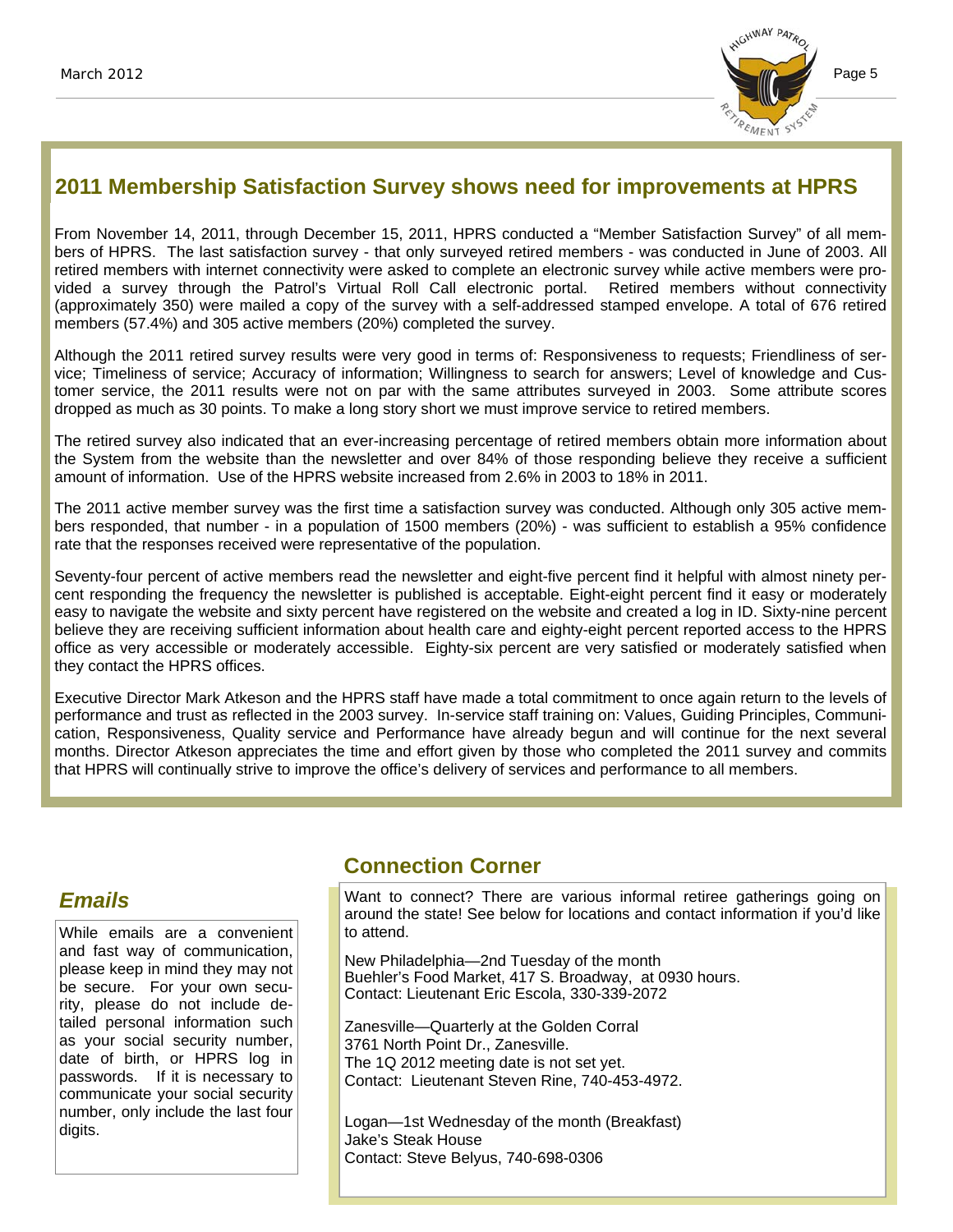## 2011 Membership Satisfaction Survey shows need for improvements at HPRS

From November 14, 2011, through December 15, 2011, HPRS conducted a "Member Satisfaction Survey" of all members of HPRS. The last satisfaction survey - that only surveyed retired members - was conducted in June of 2003. All retired members with internet connectivity were asked to complete an electronic survey while active members were provided a survey through the Patrol's Virtual Roll Call electronic portal. Retired members without connectivity (approximately 350) were mailed a copy of the survey with a self-addressed stamped envelope. A total of 676 retired members (57.4%) and 305 active members (20%) completed the survey.

Although the 2011 retired survey results were very good in terms of: Responsiveness to requests; Friendliness of service; Timeliness of service; Accuracy of information; Willingness to search for answers; Level of knowledge and Customer service, the 2011 results were not on par with the same attributes surveyed in 2003. Some attribute scores dropped as much as 30 points. To make a long story short we must improve service to retired members.

The retired survey also indicated that an ever-increasing percentage of retired members obtain more information about the System from the website than the newsletter and over 84% of those responding believe they receive a sufficient amount of information. Use of the HPRS website increased from 2.6% in 2003 to 18% in 2011.

The 2011 active member survey was the first time a satisfaction survey was conducted. Although only 305 active members responded, that number - in a population of 1500 members (20%) - was sufficient to establish a 95% confidence rate that the responses received were representative of the population.

Seventy-four percent of active members read the newsletter and eight-five percent find it helpful with almost ninety percent responding the frequency the newsletter is published is acceptable. Eight-eight percent find it easy or moderately easy to navigate the website and sixty percent have registered on the website and created a log in ID. Sixty-nine percent believe they are receiving sufficient information about health care and eighty-eight percent reported access to the HPRS office as very accessible or moderately accessible. Eighty-six percent are very satisfied or moderately satisfied when they contact the HPRS offices.

Executive Director Mark Atkeson and the HPRS staff have made a total commitment to once again return to the levels of performance and trust as reflected in the 2003 survey. In-service staff training on: Values, Guiding Principles, Communication, Responsiveness, Quality service and Performance have already begun and will continue for the next several months. Director Atkeson appreciates the time and effort given by those who completed the 2011 survey and commits that HPRS will continually strive to improve the office's delivery of services and performance to all members.

### *Emails*

While emails are a convenient and fast way of communication, please keep in mind they may not be secure. For your own security, please do not include detailed personal information such as your social security number, date of birth, or HPRS log in passwords. If it is necessary to communicate your social security number, only include the last four digits.

## Connection Corner

Want to connect? There are various informal retiree gatherings going on around the state! See below for locations and contact information if you'd like to attend.

New Philadelphia—2nd Tuesday of the month
Buehler's Food Market, 417 S. Broadway, at 0930 hours.
Contact: Lieutenant Eric Escola, 330-339-2072

Zanesville—Quarterly at the Golden Corral
3761 North Point Dr., Zanesville.
The 1Q 2012 meeting date is not set yet.
Contact: Lieutenant Steven Rine, 740-453-4972.

Logan—1st Wednesday of the month (Breakfast)
Jake's Steak House
Contact: Steve Belyus, 740-698-0306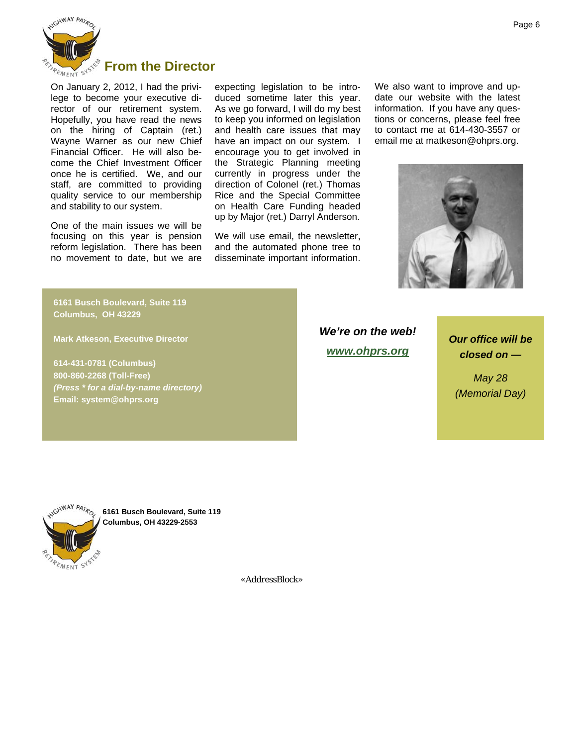## From the Director

On January 2, 2012, I had the privilege to become your executive director of our retirement system. Hopefully, you have read the news on the hiring of Captain (ret.) Wayne Warner as our new Chief Financial Officer. He will also become the Chief Investment Officer once he is certified. We, and our staff, are committed to providing quality service to our membership and stability to our system.

One of the main issues we will be focusing on this year is pension reform legislation. There has been no movement to date, but we are expecting legislation to be introduced sometime later this year. As we go forward, I will do my best to keep you informed on legislation and health care issues that may have an impact on our system. I encourage you to get involved in the Strategic Planning meeting currently in progress under the direction of Colonel (ret.) Thomas Rice and the Special Committee on Health Care Funding headed up by Major (ret.) Darryl Anderson.

We will use email, the newsletter, and the automated phone tree to disseminate important information.

We also want to improve and update our website with the latest information. If you have any questions or concerns, please feel free to contact me at 614-430-3557 or email me at matkeson@ohprs.org.

**6161 Busch Boulevard, Suite 119**
**Columbus, OH 43229**

**Mark Atkeson, Executive Director**

**614-431-0781 (Columbus)**
**800-860-2268 (Toll-Free)**
***(Press * for a dial-by-name directory)***
**Email: system@ohprs.org**

***We're on the web!***

***www.ohprs.org***

***Our office will be closed on —***

*May 28*
*(Memorial Day)*

**6161 Busch Boulevard, Suite 119**
**Columbus, OH 43229-2553**

«AddressBlock»